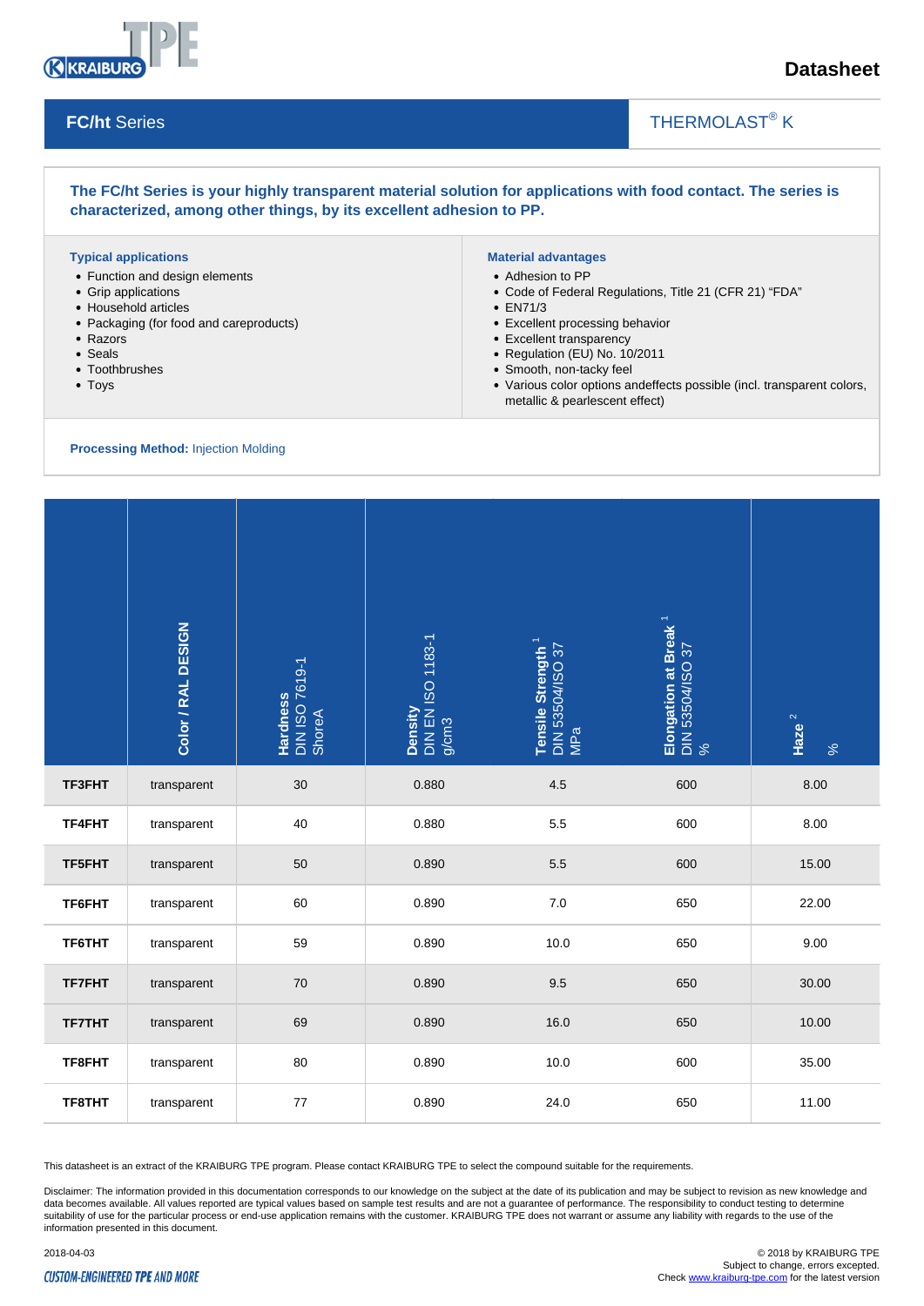# Datasheet

## FC/ht Series

THERMOLAST® K

**The FC/ht Series is your highly transparent material solution for applications with food contact. The series is characterized, among other things, by its excellent adhesion to PP.**

### Typical applications

- Function and design elements
- Grip applications
- Household articles
- Packaging (for food and careproducts)
- Razors
- Seals
- Toothbrushes
- Toys

### Material advantages

- Adhesion to PP
- Code of Federal Regulations, Title 21 (CFR 21) “FDA”
- EN71/3
- Excellent processing behavior
- Excellent transparency
- Regulation (EU) No. 10/2011
- Smooth, non-tacky feel
- Various color options andeffects possible (incl. transparent colors, metallic & pearlescent effect)

**Processing Method:** Injection Molding

| | **Color / RAL DESIGN** | **Hardness** DIN ISO 7619-1 ShoreA | **Density** DIN EN ISO 1183-1 g/cm3 | **Tensile Strength** [1] DIN 53504/ISO 37 MPa | **Elongation at Break** [1] DIN 53504/ISO 37 % | **Haze** [2] % |
|---|---|---|---|---|---|---|
| **TF3FHT** | transparent | 30 | 0.880 | 4.5 | 600 | 8.00 |
| **TF4FHT** | transparent | 40 | 0.880 | 5.5 | 600 | 8.00 |
| **TF5FHT** | transparent | 50 | 0.890 | 5.5 | 600 | 15.00 |
| **TF6FHT** | transparent | 60 | 0.890 | 7.0 | 650 | 22.00 |
| **TF6THT** | transparent | 59 | 0.890 | 10.0 | 650 | 9.00 |
| **TF7FHT** | transparent | 70 | 0.890 | 9.5 | 650 | 30.00 |
| **TF7THT** | transparent | 69 | 0.890 | 16.0 | 650 | 10.00 |
| **TF8FHT** | transparent | 80 | 0.890 | 10.0 | 600 | 35.00 |
| **TF8THT** | transparent | 77 | 0.890 | 24.0 | 650 | 11.00 |

This datasheet is an extract of the KRAIBURG TPE program. Please contact KRAIBURG TPE to select the compound suitable for the requirements.

Disclaimer: The information provided in this documentation corresponds to our knowledge on the subject at the date of its publication and may be subject to revision as new knowledge and data becomes available. All values reported are typical values based on sample test results and are not a guarantee of performance. The responsibility to conduct testing to determine suitability of use for the particular process or end-use application remains with the customer. KRAIBURG TPE does not warrant or assume any liability with regards to the use of the information presented in this document.

2018-04-03

© 2018 by KRAIBURG TPE
Subject to change, errors excepted.
Check www.kraiburg-tpe.com for the latest version

CUSTOM-ENGINEERED TPE AND MORE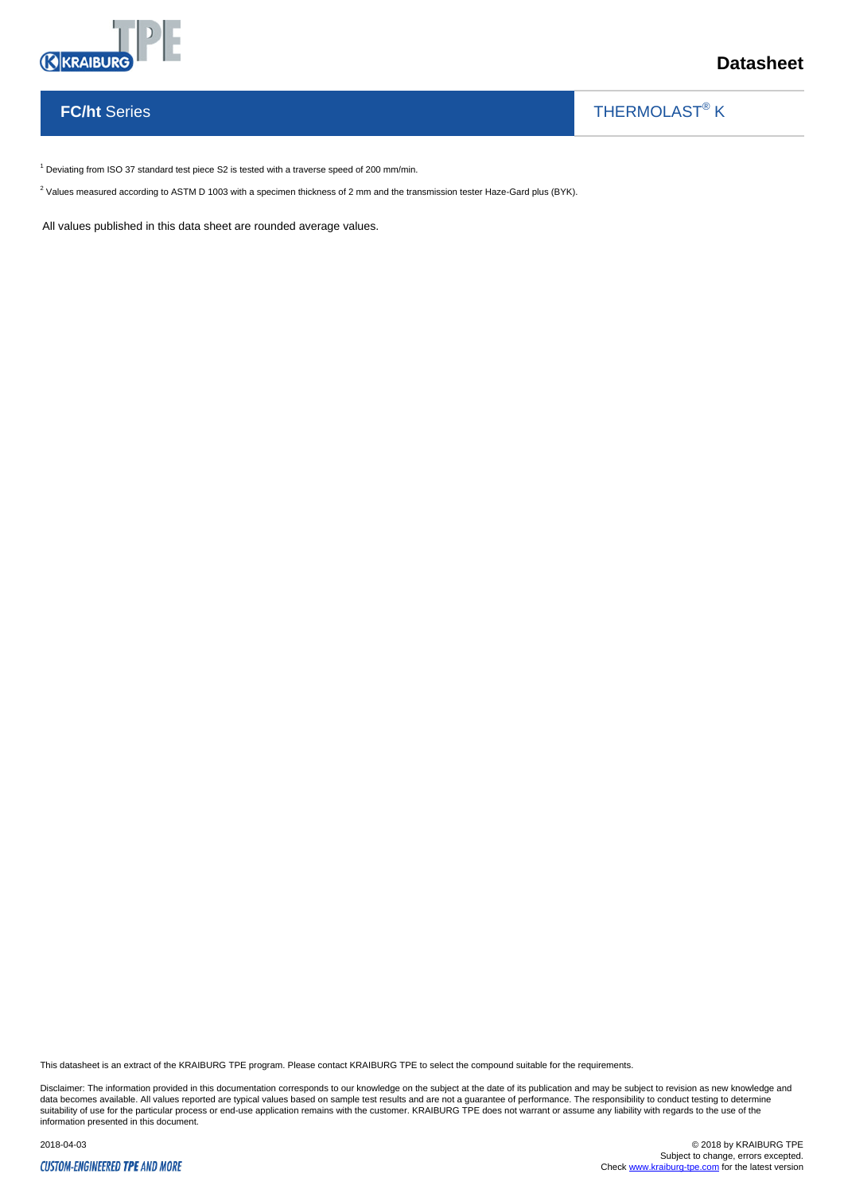[1] Deviating from ISO 37 standard test piece S2 is tested with a traverse speed of 200 mm/min.

[2] Values measured according to ASTM D 1003 with a specimen thickness of 2 mm and the transmission tester Haze-Gard plus (BYK).

All values published in this data sheet are rounded average values.

This datasheet is an extract of the KRAIBURG TPE program. Please contact KRAIBURG TPE to select the compound suitable for the requirements.

Disclaimer: The information provided in this documentation corresponds to our knowledge on the subject at the date of its publication and may be subject to revision as new knowledge and data becomes available. All values reported are typical values based on sample test results and are not a guarantee of performance. The responsibility to conduct testing to determine suitability of use for the particular process or end-use application remains with the customer. KRAIBURG TPE does not warrant or assume any liability with regards to the use of the information presented in this document.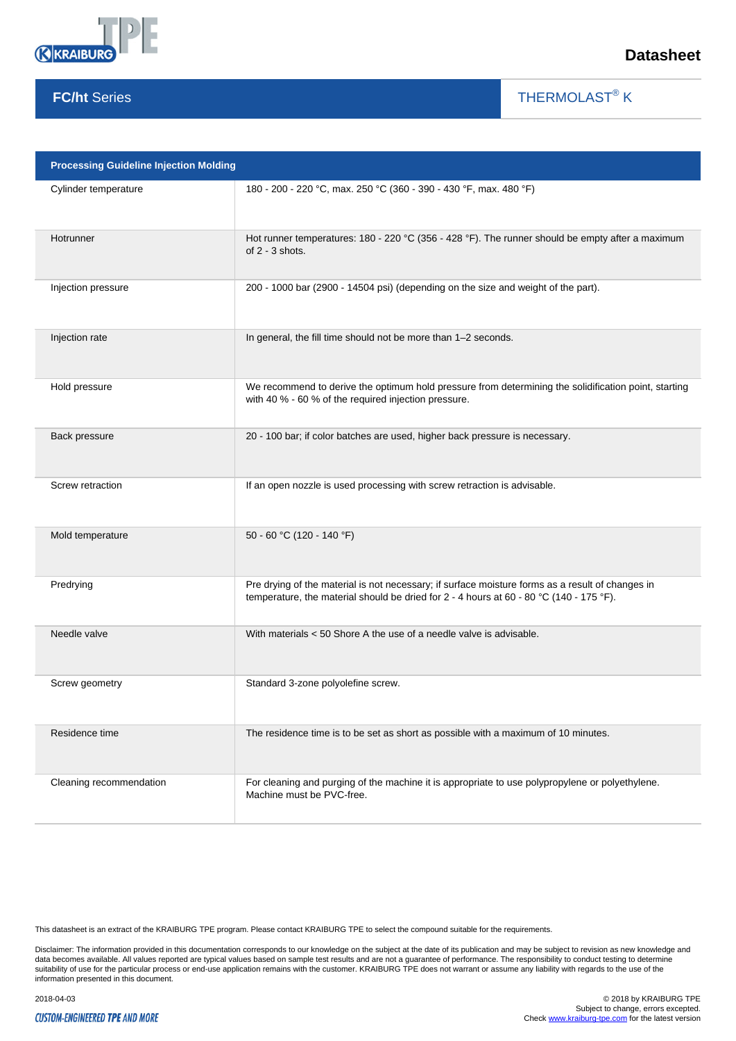**Datasheet**

**FC/ht Series** | THERMOLAST® K

| Processing Guideline Injection Molding | |
|---|---|
| Cylinder temperature | 180 - 200 - 220 °C, max. 250 °C (360 - 390 - 430 °F, max. 480 °F) |
| Hotrunner | Hot runner temperatures: 180 - 220 °C (356 - 428 °F). The runner should be empty after a maximum of 2 - 3 shots. |
| Injection pressure | 200 - 1000 bar (2900 - 14504 psi) (depending on the size and weight of the part). |
| Injection rate | In general, the fill time should not be more than 1–2 seconds. |
| Hold pressure | We recommend to derive the optimum hold pressure from determining the solidification point, starting with 40 % - 60 % of the required injection pressure. |
| Back pressure | 20 - 100 bar; if color batches are used, higher back pressure is necessary. |
| Screw retraction | If an open nozzle is used processing with screw retraction is advisable. |
| Mold temperature | 50 - 60 °C (120 - 140 °F) |
| Predrying | Pre drying of the material is not necessary; if surface moisture forms as a result of changes in temperature, the material should be dried for 2 - 4 hours at 60 - 80 °C (140 - 175 °F). |
| Needle valve | With materials < 50 Shore A the use of a needle valve is advisable. |
| Screw geometry | Standard 3-zone polyolefine screw. |
| Residence time | The residence time is to be set as short as possible with a maximum of 10 minutes. |
| Cleaning recommendation | For cleaning and purging of the machine it is appropriate to use polypropylene or polyethylene. Machine must be PVC-free. |

This datasheet is an extract of the KRAIBURG TPE program. Please contact KRAIBURG TPE to select the compound suitable for the requirements.

Disclaimer: The information provided in this documentation corresponds to our knowledge on the subject at the date of its publication and may be subject to revision as new knowledge and data becomes available. All values reported are typical values based on sample test results and are not a guarantee of performance. The responsibility to conduct testing to determine suitability of use for the particular process or end-use application remains with the customer. KRAIBURG TPE does not warrant or assume any liability with regards to the use of the information presented in this document.

2018-04-03

CUSTOM-ENGINEERED TPE AND MORE

© 2018 by KRAIBURG TPE
Subject to change, errors excepted.
Check www.kraiburg-tpe.com for the latest version